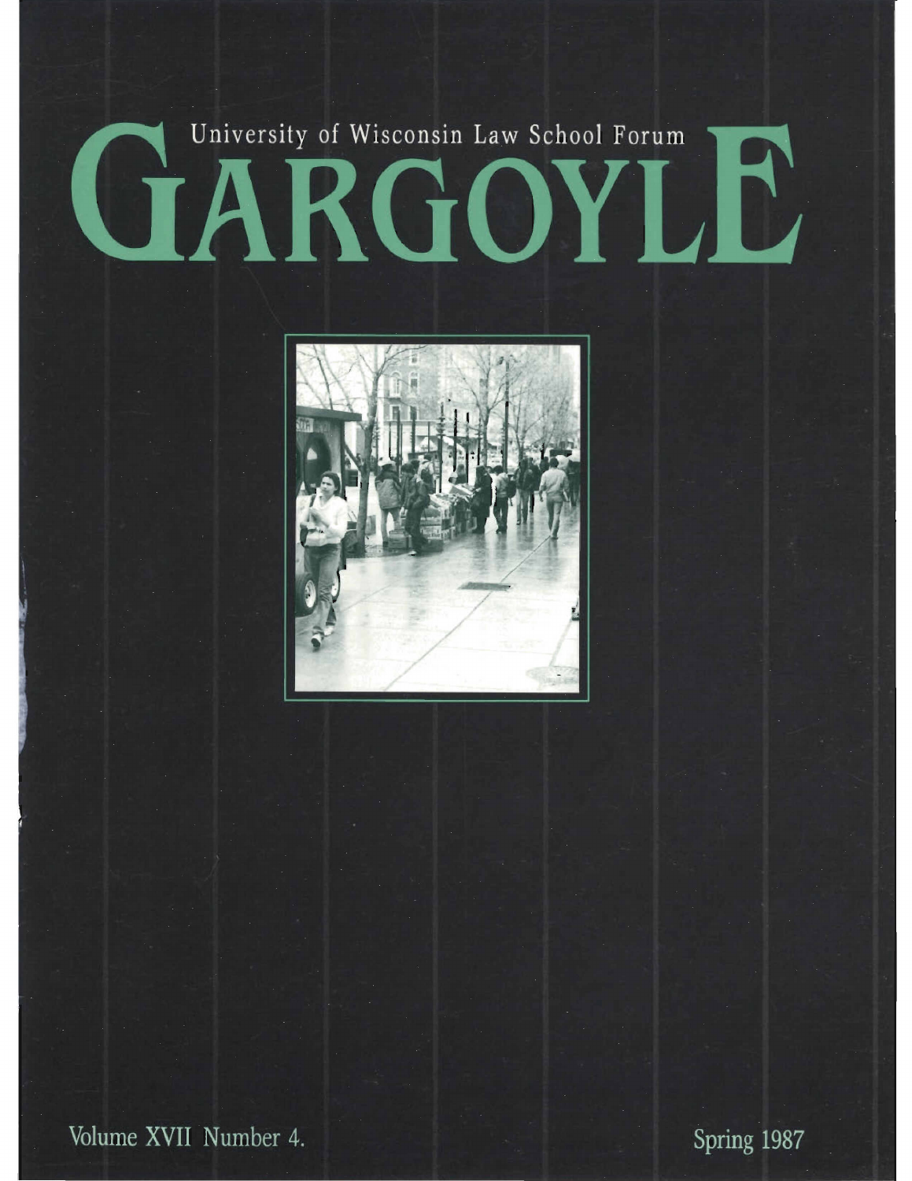University of Wisconsin Law School Forum

# GARGOYLE

Volume XVII Number 4.

Spring 1987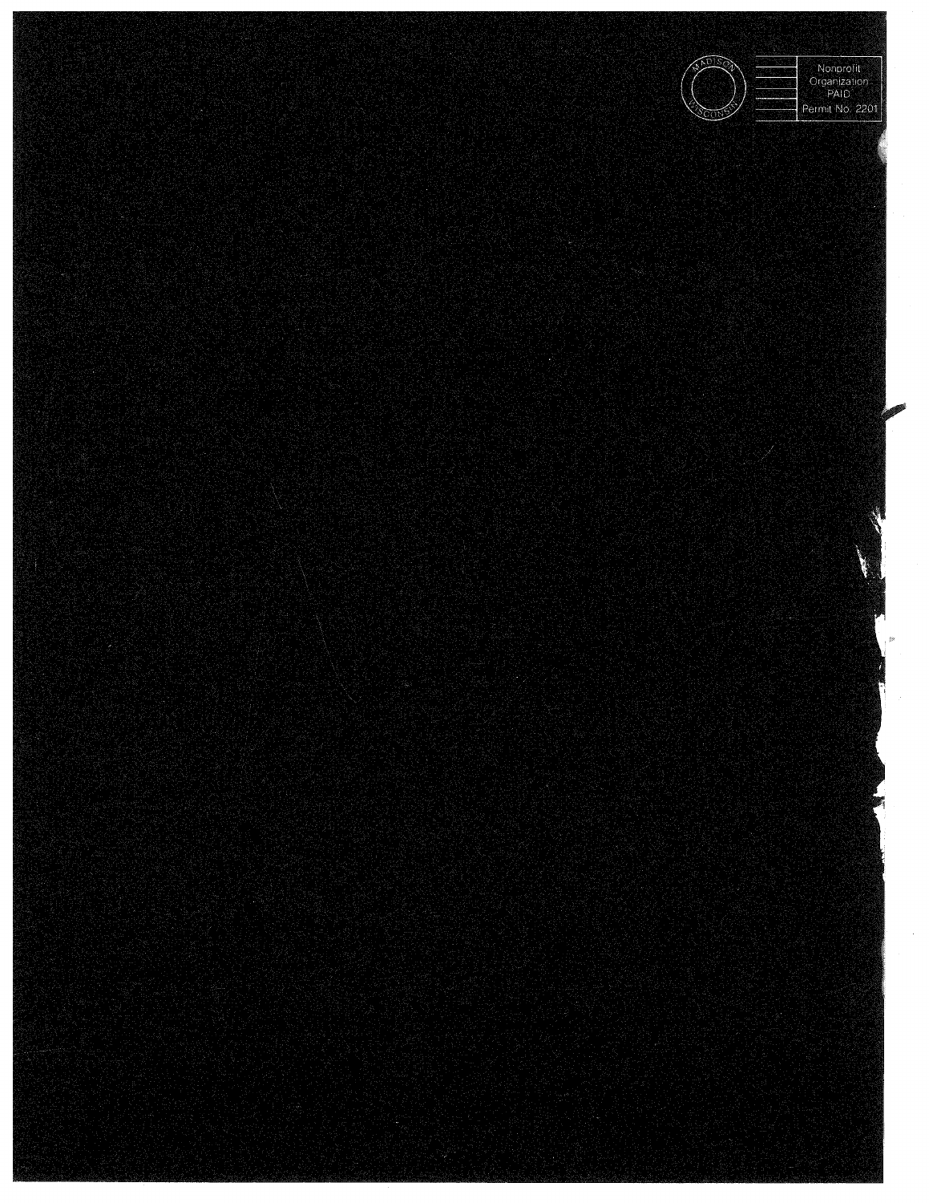MADISON WISCONSIN

Nonprofit
Organization
PAID
Permit No. 2201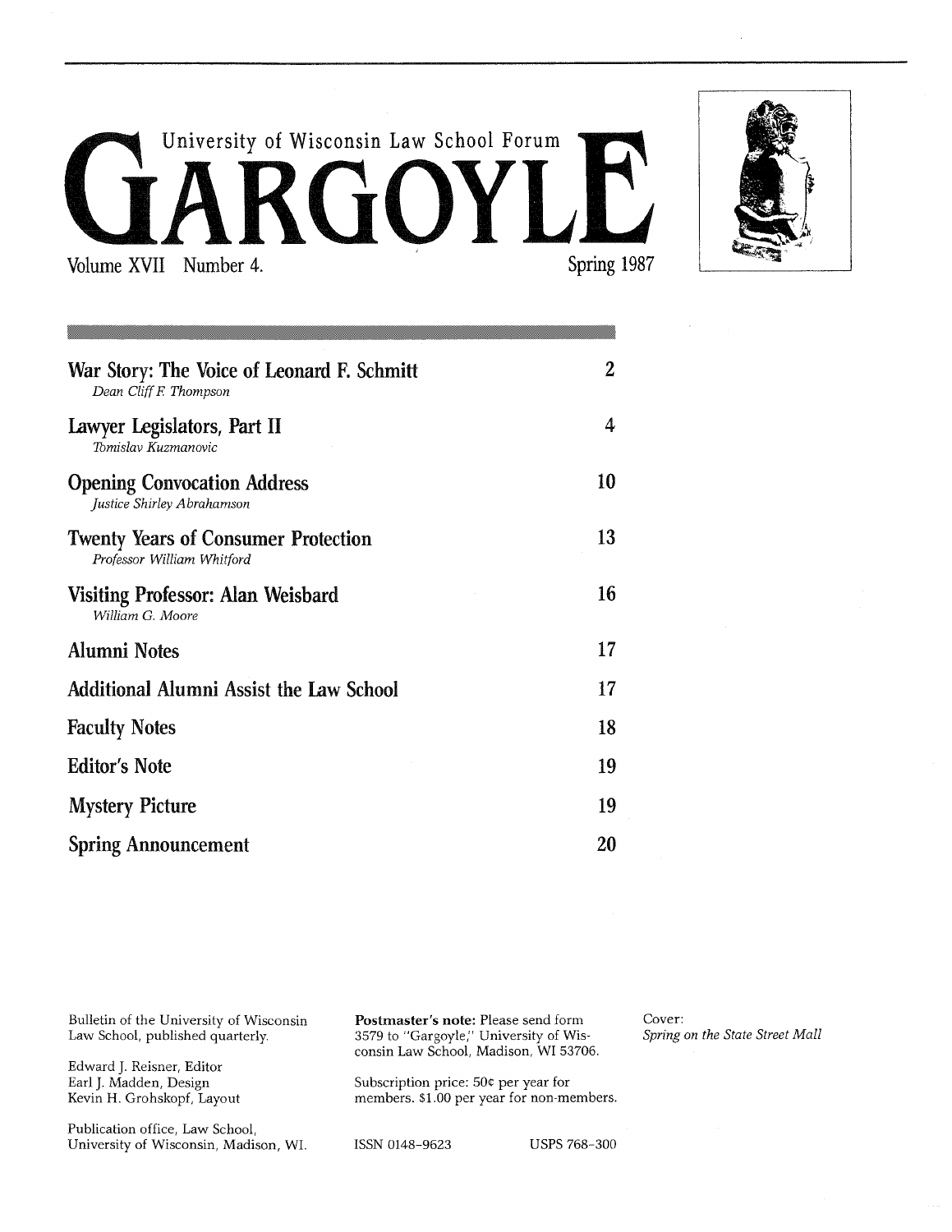# GARGOYLE

University of Wisconsin Law School Forum

Volume XVII Number 4. Spring 1987

**War Story: The Voice of Leonard F. Schmitt** 2
*Dean Cliff F. Thompson*

**Lawyer Legislators, Part II** 4
*Tomislav Kuzmanovic*

**Opening Convocation Address** 10
*Justice Shirley Abrahamson*

**Twenty Years of Consumer Protection** 13
*Professor William Whitford*

**Visiting Professor: Alan Weisbard** 16
*William G. Moore*

**Alumni Notes** 17

**Additional Alumni Assist the Law School** 17

**Faculty Notes** 18

**Editor's Note** 19

**Mystery Picture** 19

**Spring Announcement** 20

Bulletin of the University of Wisconsin Law School, published quarterly.

Edward J. Reisner, Editor
Earl J. Madden, Design
Kevin H. Grohskopf, Layout

Publication office, Law School, University of Wisconsin, Madison, WI.

**Postmaster's note:** Please send form 3579 to "Gargoyle," University of Wisconsin Law School, Madison, WI 53706.

Subscription price: 50¢ per year for members. $1.00 per year for non-members.

ISSN 0148-9623 USPS 768-300

Cover:
*Spring on the State Street Mall*